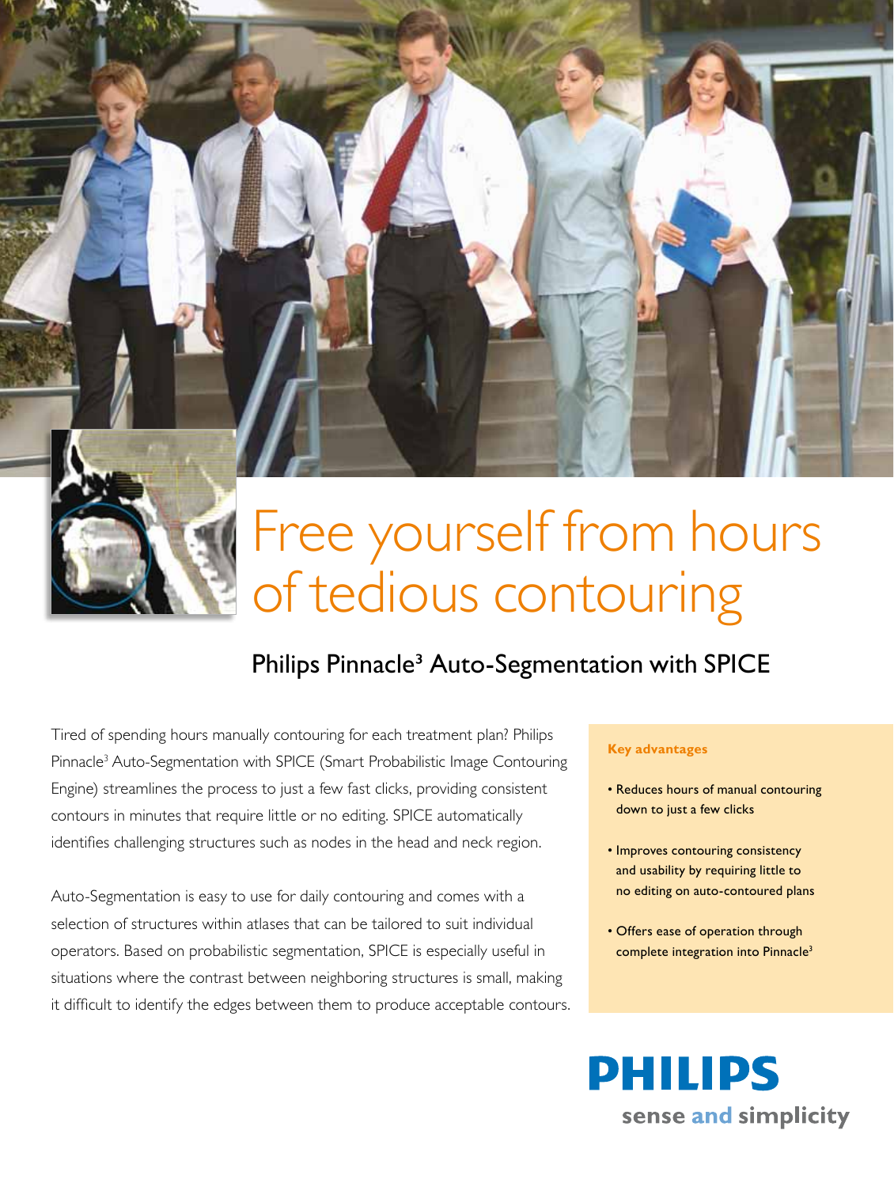# Free yourself from hours of tedious contouring

## Philips Pinnacle³ Auto-Segmentation with SPICE

Tired of spending hours manually contouring for each treatment plan? Philips Pinnacle³ Auto-Segmentation with SPICE (Smart Probabilistic Image Contouring Engine) streamlines the process to just a few fast clicks, providing consistent contours in minutes that require little or no editing. SPICE automatically identifies challenging structures such as nodes in the head and neck region.

Auto-Segmentation is easy to use for daily contouring and comes with a selection of structures within atlases that can be tailored to suit individual operators. Based on probabilistic segmentation, SPICE is especially useful in situations where the contrast between neighboring structures is small, making it difficult to identify the edges between them to produce acceptable contours.

**Key advantages**

- Reduces hours of manual contouring down to just a few clicks
- Improves contouring consistency and usability by requiring little to no editing on auto-contoured plans
- Offers ease of operation through complete integration into Pinnacle³

**PHILIPS**

sense and simplicity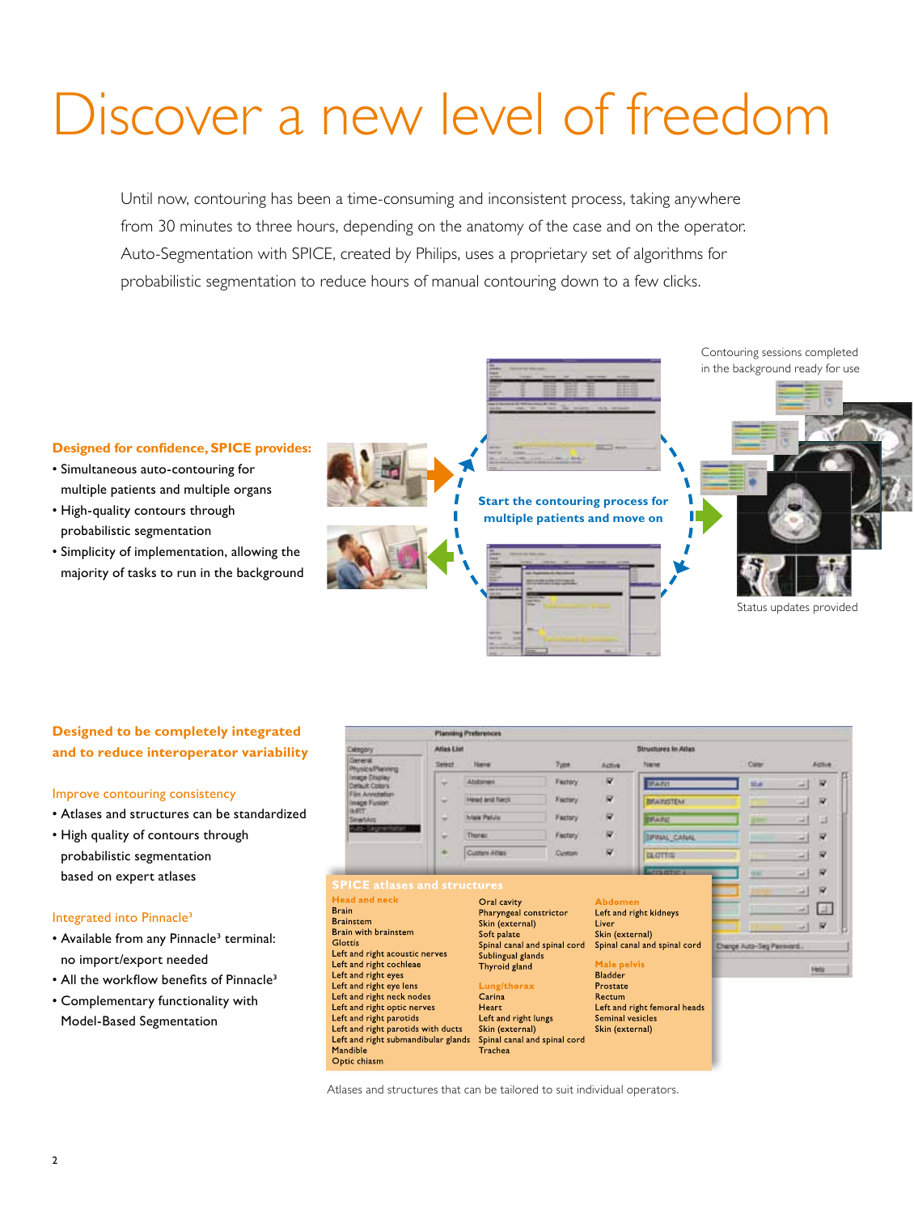# Discover a new level of freedom

Until now, contouring has been a time-consuming and inconsistent process, taking anywhere from 30 minutes to three hours, depending on the anatomy of the case and on the operator. Auto-Segmentation with SPICE, created by Philips, uses a proprietary set of algorithms for probabilistic segmentation to reduce hours of manual contouring down to a few clicks.

### Designed for confidence, SPICE provides:

- Simultaneous auto-contouring for multiple patients and multiple organs
- High-quality contours through probabilistic segmentation
- Simplicity of implementation, allowing the majority of tasks to run in the background

Start the contouring process for multiple patients and move on

Contouring sessions completed in the background ready for use

Status updates provided

### Designed to be completely integrated and to reduce interoperator variability

#### Improve contouring consistency

- Atlases and structures can be standardized
- High quality of contours through probabilistic segmentation based on expert atlases

#### Integrated into Pinnacle³

- Available from any Pinnacle³ terminal: no import/export needed
- All the workflow benefits of Pinnacle³
- Complementary functionality with Model-Based Segmentation

#### SPICE atlases and structures

**Head and neck**
Brain
Brainstem
Brain with brainstem
Glottis
Left and right acoustic nerves
Left and right cochleae
Left and right eyes
Left and right eye lens
Left and right neck nodes
Left and right optic nerves
Left and right parotids
Left and right parotids with ducts
Left and right submandibular glands
Mandible
Optic chiasm
Oral cavity
Pharyngeal constrictor
Skin (external)
Soft palate
Spinal canal and spinal cord
Sublingual glands
Thyroid gland

**Lung/thorax**
Carina
Heart
Left and right lungs
Skin (external)
Spinal canal and spinal cord
Trachea

**Abdomen**
Left and right kidneys
Liver
Skin (external)
Spinal canal and spinal cord

**Male pelvis**
Bladder
Prostate
Rectum
Left and right femoral heads
Seminal vesicles
Skin (external)

Atlases and structures that can be tailored to suit individual operators.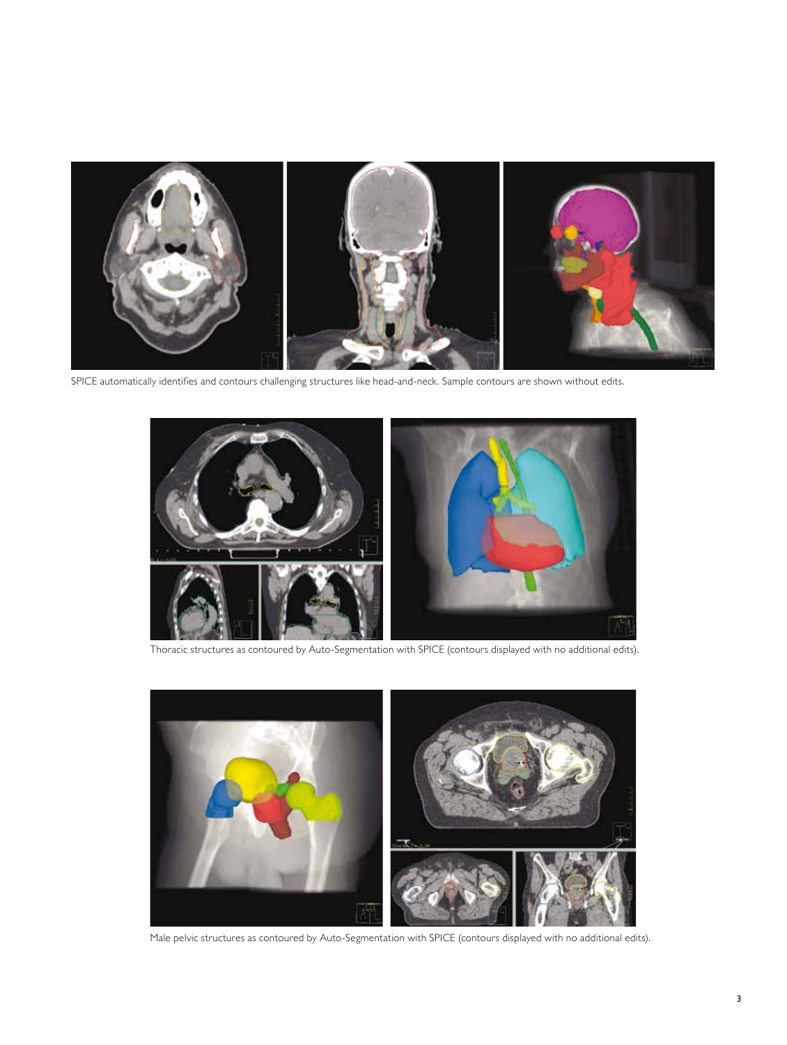SPICE automatically identifies and contours challenging structures like head-and-neck. Sample contours are shown without edits.

Thoracic structures as contoured by Auto-Segmentation with SPICE (contours displayed with no additional edits).

Male pelvic structures as contoured by Auto-Segmentation with SPICE (contours displayed with no additional edits).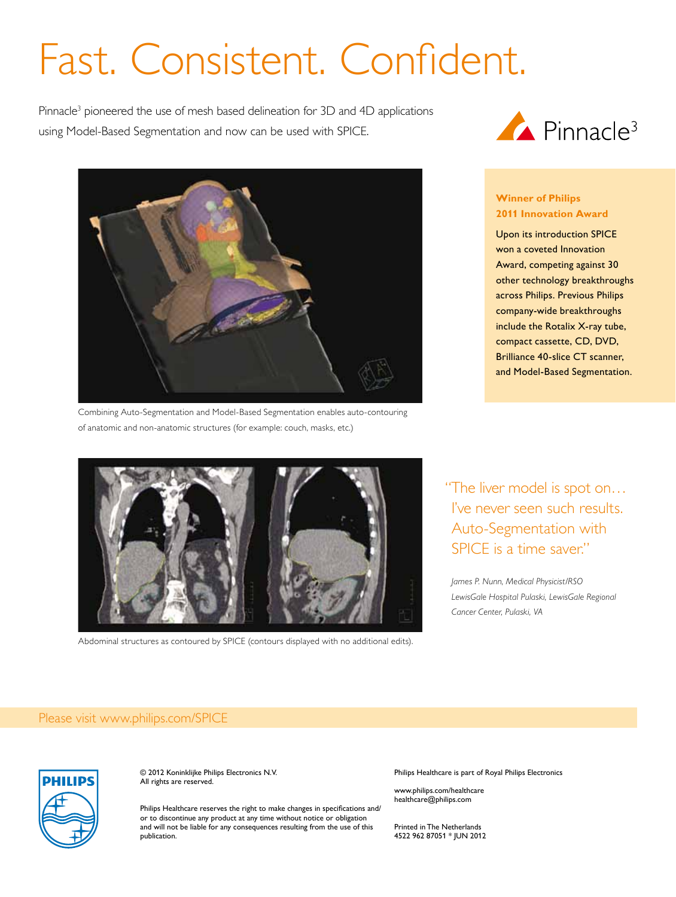# Fast. Consistent. Confident.

Pinnacle[3] pioneered the use of mesh based delineation for 3D and 4D applications using Model-Based Segmentation and now can be used with SPICE.

Pinnacle[3]

Combining Auto-Segmentation and Model-Based Segmentation enables auto-contouring of anatomic and non-anatomic structures (for example: couch, masks, etc.)

**Winner of Philips 2011 Innovation Award**

Upon its introduction SPICE won a coveted Innovation Award, competing against 30 other technology breakthroughs across Philips. Previous Philips company-wide breakthroughs include the Rotalix X-ray tube, compact cassette, CD, DVD, Brilliance 40-slice CT scanner, and Model-Based Segmentation.

Abdominal structures as contoured by SPICE (contours displayed with no additional edits).

"The liver model is spot on… I've never seen such results. Auto-Segmentation with SPICE is a time saver."

*James P. Nunn, Medical Physicist/RSO*
*LewisGale Hospital Pulaski, LewisGale Regional Cancer Center, Pulaski, VA*

Please visit www.philips.com/SPICE

PHILIPS

© 2012 Koninklijke Philips Electronics N.V.
All rights are reserved.

Philips Healthcare reserves the right to make changes in specifications and/or to discontinue any product at any time without notice or obligation and will not be liable for any consequences resulting from the use of this publication.

Philips Healthcare is part of Royal Philips Electronics

www.philips.com/healthcare
healthcare@philips.com

Printed in The Netherlands
4522 962 87051 * JUN 2012